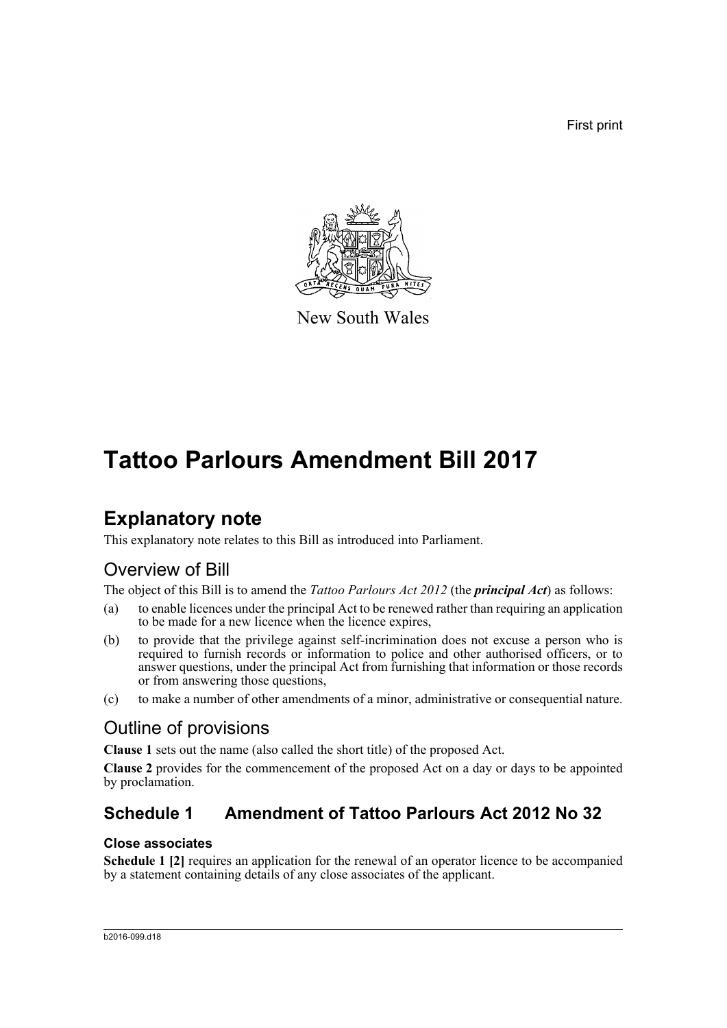First print

New South Wales

# Tattoo Parlours Amendment Bill 2017

## Explanatory note

This explanatory note relates to this Bill as introduced into Parliament.

### Overview of Bill

The object of this Bill is to amend the *Tattoo Parlours Act 2012* (the ***principal Act***) as follows:

(a) to enable licences under the principal Act to be renewed rather than requiring an application to be made for a new licence when the licence expires,

(b) to provide that the privilege against self-incrimination does not excuse a person who is required to furnish records or information to police and other authorised officers, or to answer questions, under the principal Act from furnishing that information or those records or from answering those questions,

(c) to make a number of other amendments of a minor, administrative or consequential nature.

### Outline of provisions

**Clause 1** sets out the name (also called the short title) of the proposed Act.

**Clause 2** provides for the commencement of the proposed Act on a day or days to be appointed by proclamation.

## Schedule 1 Amendment of Tattoo Parlours Act 2012 No 32

#### Close associates

**Schedule 1 [2]** requires an application for the renewal of an operator licence to be accompanied by a statement containing details of any close associates of the applicant.

b2016-099.d18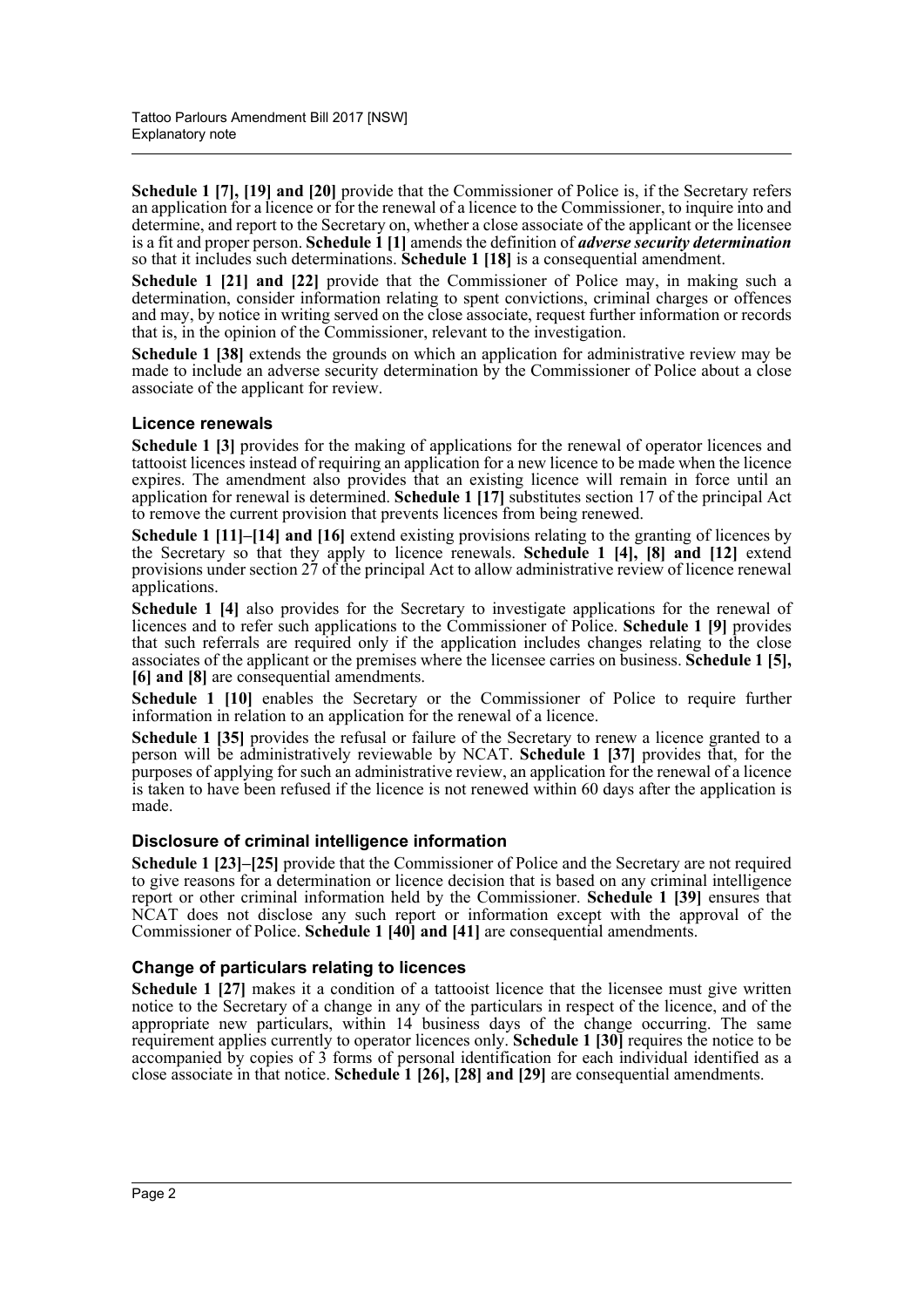**Schedule 1 [7], [19] and [20]** provide that the Commissioner of Police is, if the Secretary refers an application for a licence or for the renewal of a licence to the Commissioner, to inquire into and determine, and report to the Secretary on, whether a close associate of the applicant or the licensee is a fit and proper person. **Schedule 1 [1]** amends the definition of ***adverse security determination*** so that it includes such determinations. **Schedule 1 [18]** is a consequential amendment.

**Schedule 1 [21] and [22]** provide that the Commissioner of Police may, in making such a determination, consider information relating to spent convictions, criminal charges or offences and may, by notice in writing served on the close associate, request further information or records that is, in the opinion of the Commissioner, relevant to the investigation.

**Schedule 1 [38]** extends the grounds on which an application for administrative review may be made to include an adverse security determination by the Commissioner of Police about a close associate of the applicant for review.

### Licence renewals

**Schedule 1 [3]** provides for the making of applications for the renewal of operator licences and tattooist licences instead of requiring an application for a new licence to be made when the licence expires. The amendment also provides that an existing licence will remain in force until an application for renewal is determined. **Schedule 1 [17]** substitutes section 17 of the principal Act to remove the current provision that prevents licences from being renewed.

**Schedule 1 [11]–[14] and [16]** extend existing provisions relating to the granting of licences by the Secretary so that they apply to licence renewals. **Schedule 1 [4], [8] and [12]** extend provisions under section 27 of the principal Act to allow administrative review of licence renewal applications.

**Schedule 1 [4]** also provides for the Secretary to investigate applications for the renewal of licences and to refer such applications to the Commissioner of Police. **Schedule 1 [9]** provides that such referrals are required only if the application includes changes relating to the close associates of the applicant or the premises where the licensee carries on business. **Schedule 1 [5], [6] and [8]** are consequential amendments.

**Schedule 1 [10]** enables the Secretary or the Commissioner of Police to require further information in relation to an application for the renewal of a licence.

**Schedule 1 [35]** provides the refusal or failure of the Secretary to renew a licence granted to a person will be administratively reviewable by NCAT. **Schedule 1 [37]** provides that, for the purposes of applying for such an administrative review, an application for the renewal of a licence is taken to have been refused if the licence is not renewed within 60 days after the application is made.

### Disclosure of criminal intelligence information

**Schedule 1 [23]–[25]** provide that the Commissioner of Police and the Secretary are not required to give reasons for a determination or licence decision that is based on any criminal intelligence report or other criminal information held by the Commissioner. **Schedule 1 [39]** ensures that NCAT does not disclose any such report or information except with the approval of the Commissioner of Police. **Schedule 1 [40] and [41]** are consequential amendments.

### Change of particulars relating to licences

**Schedule 1 [27]** makes it a condition of a tattooist licence that the licensee must give written notice to the Secretary of a change in any of the particulars in respect of the licence, and of the appropriate new particulars, within 14 business days of the change occurring. The same requirement applies currently to operator licences only. **Schedule 1 [30]** requires the notice to be accompanied by copies of 3 forms of personal identification for each individual identified as a close associate in that notice. **Schedule 1 [26], [28] and [29]** are consequential amendments.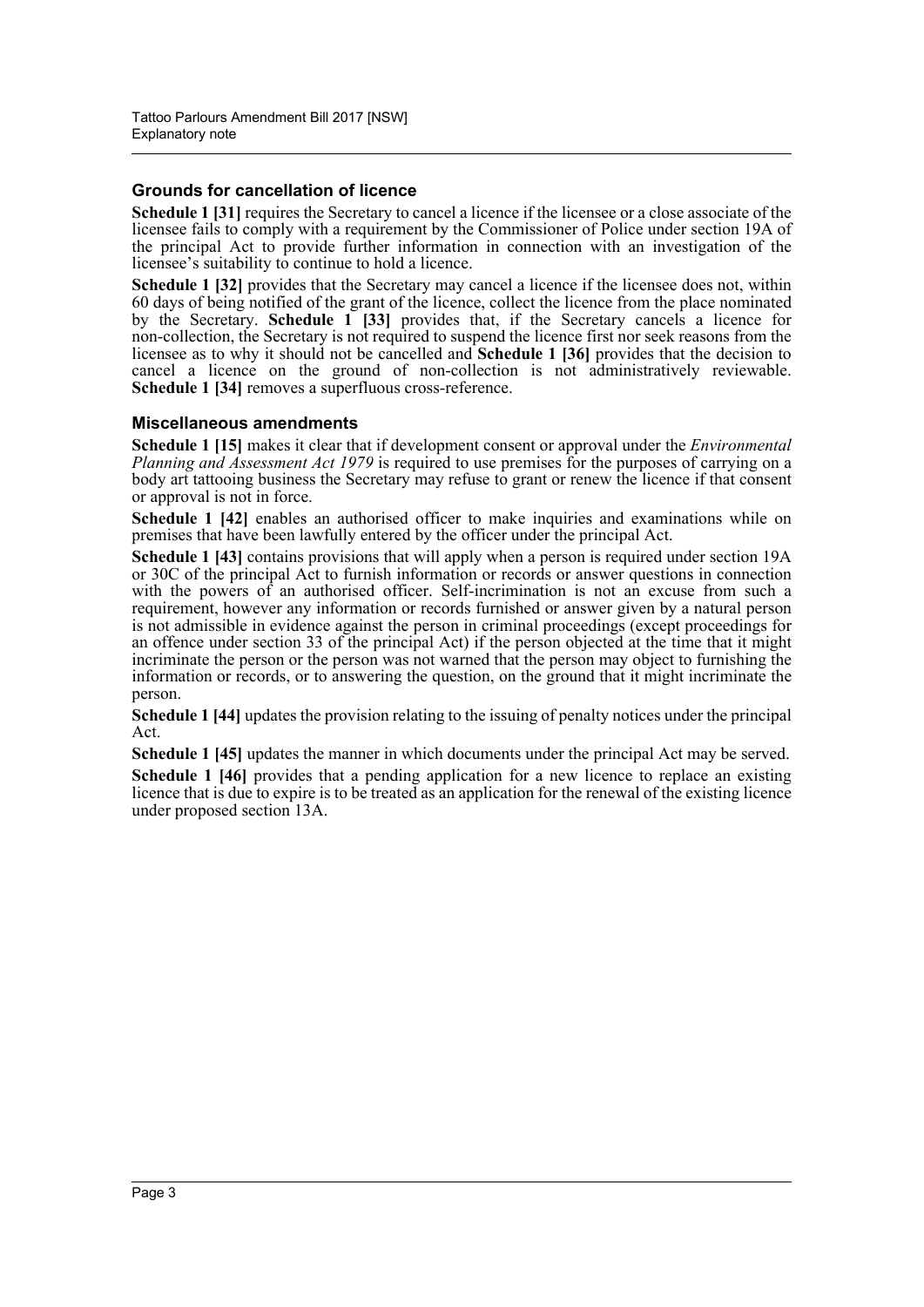### Grounds for cancellation of licence

**Schedule 1 [31]** requires the Secretary to cancel a licence if the licensee or a close associate of the licensee fails to comply with a requirement by the Commissioner of Police under section 19A of the principal Act to provide further information in connection with an investigation of the licensee's suitability to continue to hold a licence.

**Schedule 1 [32]** provides that the Secretary may cancel a licence if the licensee does not, within 60 days of being notified of the grant of the licence, collect the licence from the place nominated by the Secretary. **Schedule 1 [33]** provides that, if the Secretary cancels a licence for non-collection, the Secretary is not required to suspend the licence first nor seek reasons from the licensee as to why it should not be cancelled and **Schedule 1 [36]** provides that the decision to cancel a licence on the ground of non-collection is not administratively reviewable. **Schedule 1 [34]** removes a superfluous cross-reference.

### Miscellaneous amendments

**Schedule 1 [15]** makes it clear that if development consent or approval under the *Environmental Planning and Assessment Act 1979* is required to use premises for the purposes of carrying on a body art tattooing business the Secretary may refuse to grant or renew the licence if that consent or approval is not in force.

**Schedule 1 [42]** enables an authorised officer to make inquiries and examinations while on premises that have been lawfully entered by the officer under the principal Act.

**Schedule 1 [43]** contains provisions that will apply when a person is required under section 19A or 30C of the principal Act to furnish information or records or answer questions in connection with the powers of an authorised officer. Self-incrimination is not an excuse from such a requirement, however any information or records furnished or answer given by a natural person is not admissible in evidence against the person in criminal proceedings (except proceedings for an offence under section 33 of the principal Act) if the person objected at the time that it might incriminate the person or the person was not warned that the person may object to furnishing the information or records, or to answering the question, on the ground that it might incriminate the person.

**Schedule 1 [44]** updates the provision relating to the issuing of penalty notices under the principal Act.

**Schedule 1 [45]** updates the manner in which documents under the principal Act may be served.

**Schedule 1 [46]** provides that a pending application for a new licence to replace an existing licence that is due to expire is to be treated as an application for the renewal of the existing licence under proposed section 13A.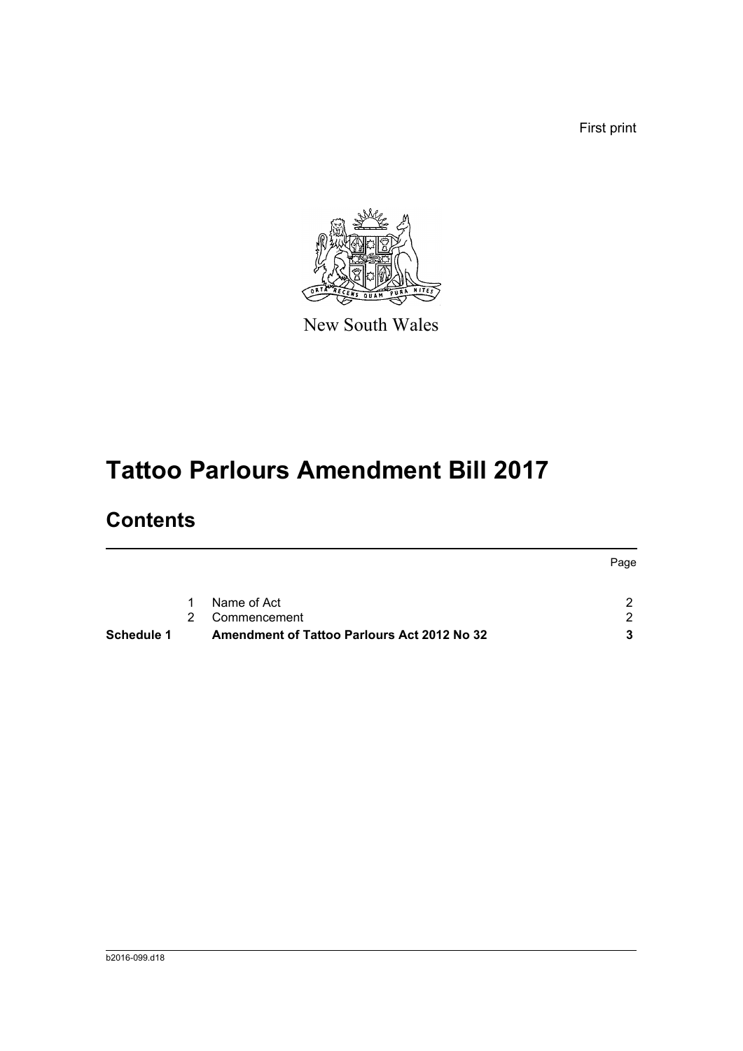First print

New South Wales

# Tattoo Parlours Amendment Bill 2017

## Contents

| | | | Page |
|---|---|---|---|
| | 1 | Name of Act | 2 |
| | 2 | Commencement | 2 |
| **Schedule 1** | | **Amendment of Tattoo Parlours Act 2012 No 32** | **3** |

b2016-099.d18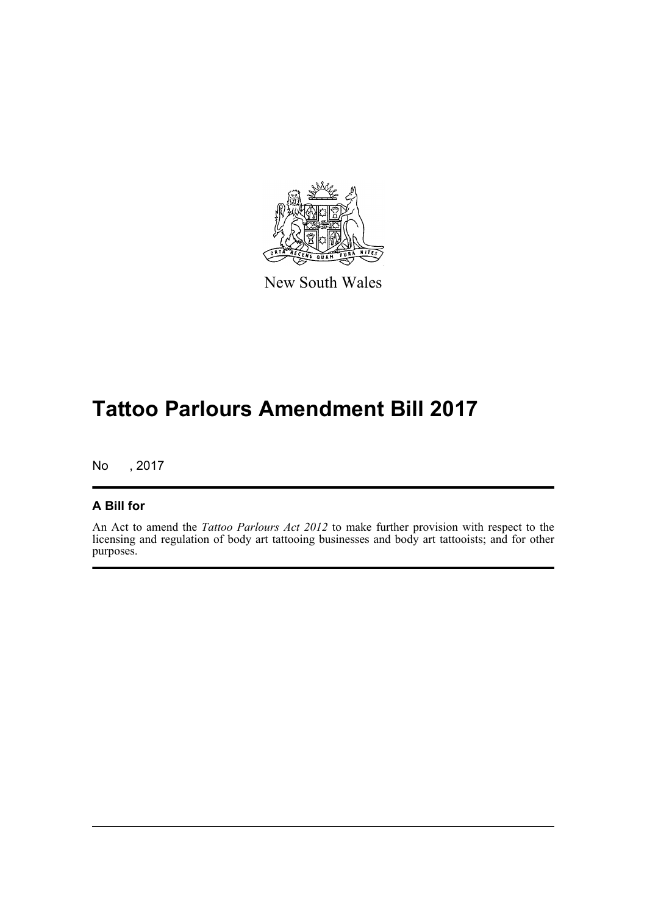New South Wales

# Tattoo Parlours Amendment Bill 2017

No , 2017

## A Bill for

An Act to amend the *Tattoo Parlours Act 2012* to make further provision with respect to the licensing and regulation of body art tattooing businesses and body art tattooists; and for other purposes.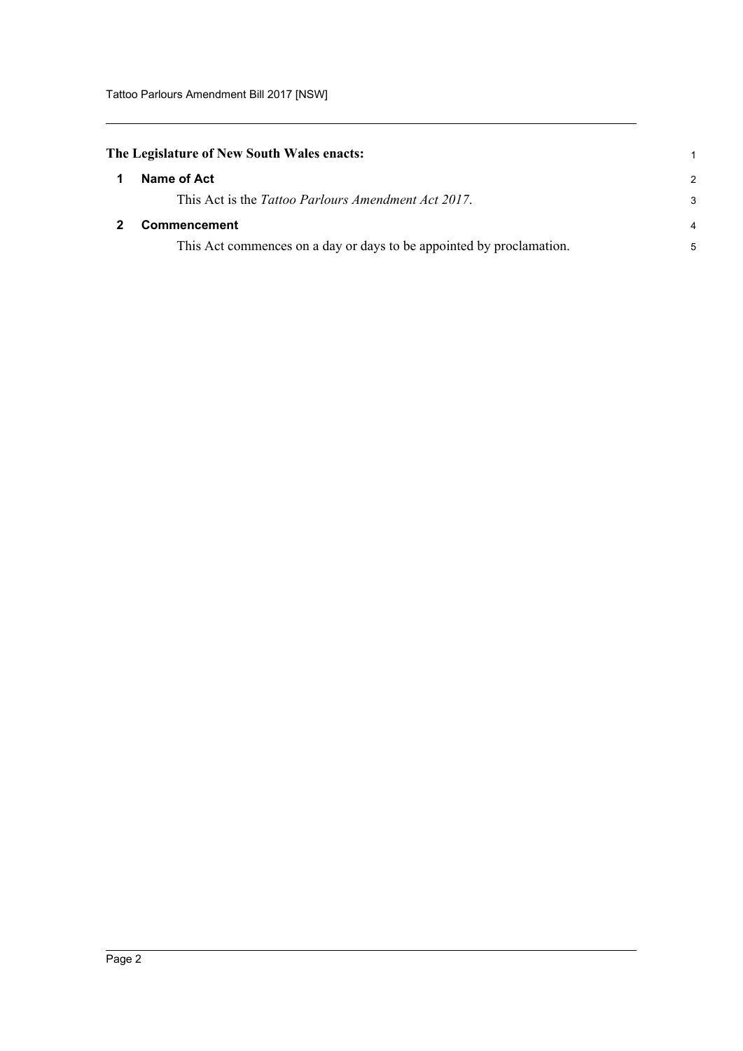**The Legislature of New South Wales enacts:**

## 1 Name of Act

This Act is the *Tattoo Parlours Amendment Act 2017*.

## 2 Commencement

This Act commences on a day or days to be appointed by proclamation.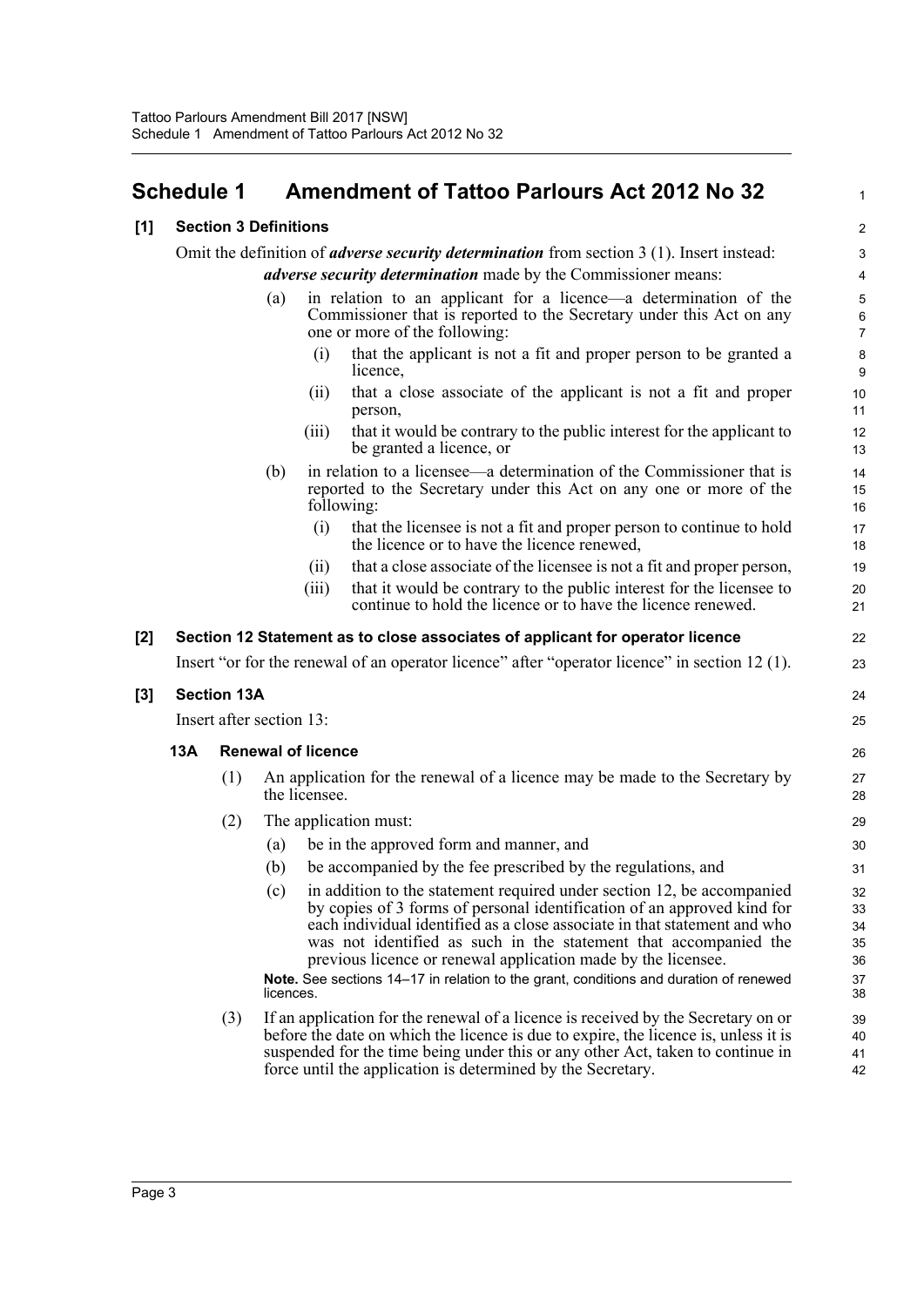# Schedule 1 Amendment of Tattoo Parlours Act 2012 No 32

**[1] Section 3 Definitions**

Omit the definition of ***adverse security determination*** from section 3 (1). Insert instead:

***adverse security determination*** made by the Commissioner means:

(a) in relation to an applicant for a licence—a determination of the Commissioner that is reported to the Secretary under this Act on any one or more of the following:

(i) that the applicant is not a fit and proper person to be granted a licence,

(ii) that a close associate of the applicant is not a fit and proper person,

(iii) that it would be contrary to the public interest for the applicant to be granted a licence, or

(b) in relation to a licensee—a determination of the Commissioner that is reported to the Secretary under this Act on any one or more of the following:

(i) that the licensee is not a fit and proper person to continue to hold the licence or to have the licence renewed,

(ii) that a close associate of the licensee is not a fit and proper person,

(iii) that it would be contrary to the public interest for the licensee to continue to hold the licence or to have the licence renewed.

**[2] Section 12 Statement as to close associates of applicant for operator licence**

Insert "or for the renewal of an operator licence" after "operator licence" in section 12 (1).

**[3] Section 13A**

Insert after section 13:

**13A Renewal of licence**

(1) An application for the renewal of a licence may be made to the Secretary by the licensee.

(2) The application must:

(a) be in the approved form and manner, and

(b) be accompanied by the fee prescribed by the regulations, and

(c) in addition to the statement required under section 12, be accompanied by copies of 3 forms of personal identification of an approved kind for each individual identified as a close associate in that statement and who was not identified as such in the statement that accompanied the previous licence or renewal application made by the licensee.

**Note.** See sections 14–17 in relation to the grant, conditions and duration of renewed licences.

(3) If an application for the renewal of a licence is received by the Secretary on or before the date on which the licence is due to expire, the licence is, unless it is suspended for the time being under this or any other Act, taken to continue in force until the application is determined by the Secretary.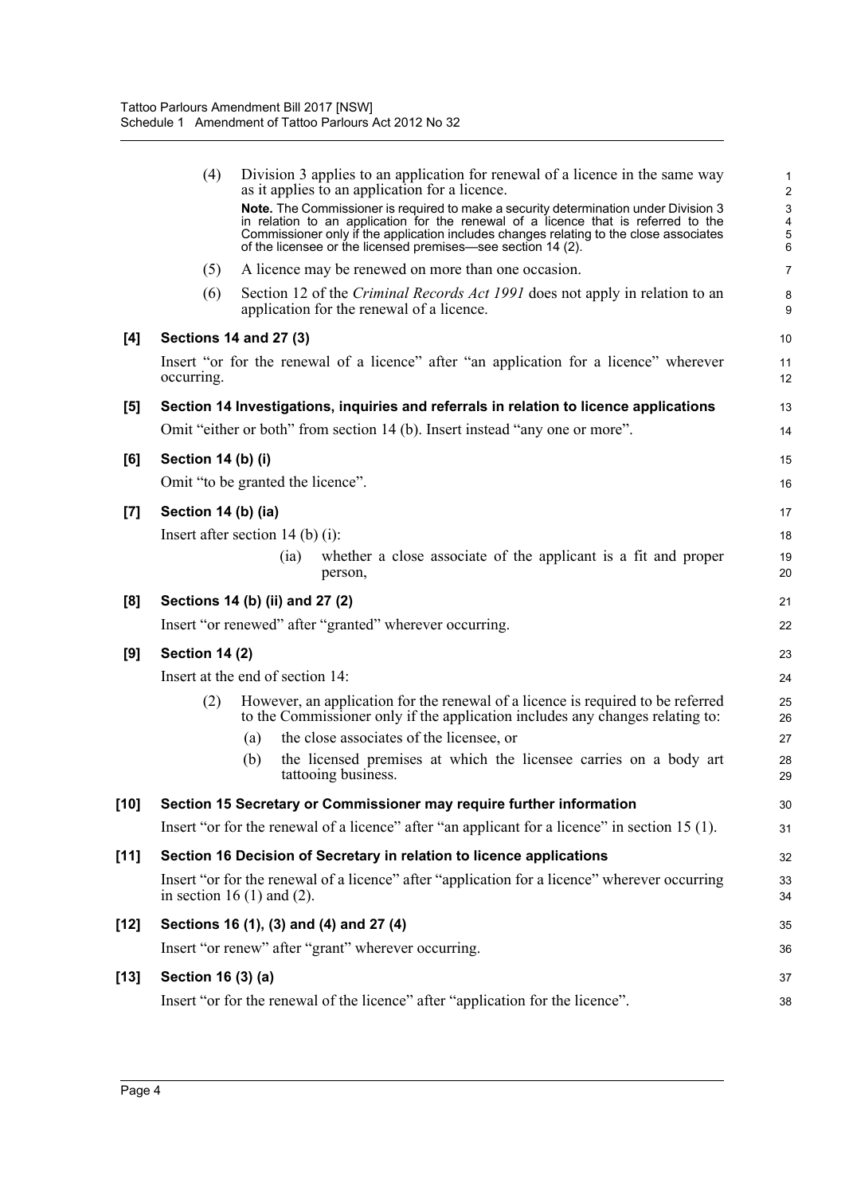(4) Division 3 applies to an application for renewal of a licence in the same way as it applies to an application for a licence.

**Note.** The Commissioner is required to make a security determination under Division 3 in relation to an application for the renewal of a licence that is referred to the Commissioner only if the application includes changes relating to the close associates of the licensee or the licensed premises—see section 14 (2).

(5) A licence may be renewed on more than one occasion.

(6) Section 12 of the *Criminal Records Act 1991* does not apply in relation to an application for the renewal of a licence.

**[4] Sections 14 and 27 (3)**

Insert "or for the renewal of a licence" after "an application for a licence" wherever occurring.

**[5] Section 14 Investigations, inquiries and referrals in relation to licence applications**

Omit "either or both" from section 14 (b). Insert instead "any one or more".

**[6] Section 14 (b) (i)**

Omit "to be granted the licence".

**[7] Section 14 (b) (ia)**

Insert after section 14 (b) (i):

(ia) whether a close associate of the applicant is a fit and proper person,

**[8] Sections 14 (b) (ii) and 27 (2)**

Insert "or renewed" after "granted" wherever occurring.

**[9] Section 14 (2)**

Insert at the end of section 14:

(2) However, an application for the renewal of a licence is required to be referred to the Commissioner only if the application includes any changes relating to:

(a) the close associates of the licensee, or

(b) the licensed premises at which the licensee carries on a body art tattooing business.

**[10] Section 15 Secretary or Commissioner may require further information**

Insert "or for the renewal of a licence" after "an applicant for a licence" in section 15 (1).

**[11] Section 16 Decision of Secretary in relation to licence applications**

Insert "or for the renewal of a licence" after "application for a licence" wherever occurring in section 16 (1) and (2).

**[12] Sections 16 (1), (3) and (4) and 27 (4)**

Insert "or renew" after "grant" wherever occurring.

**[13] Section 16 (3) (a)**

Insert "or for the renewal of the licence" after "application for the licence".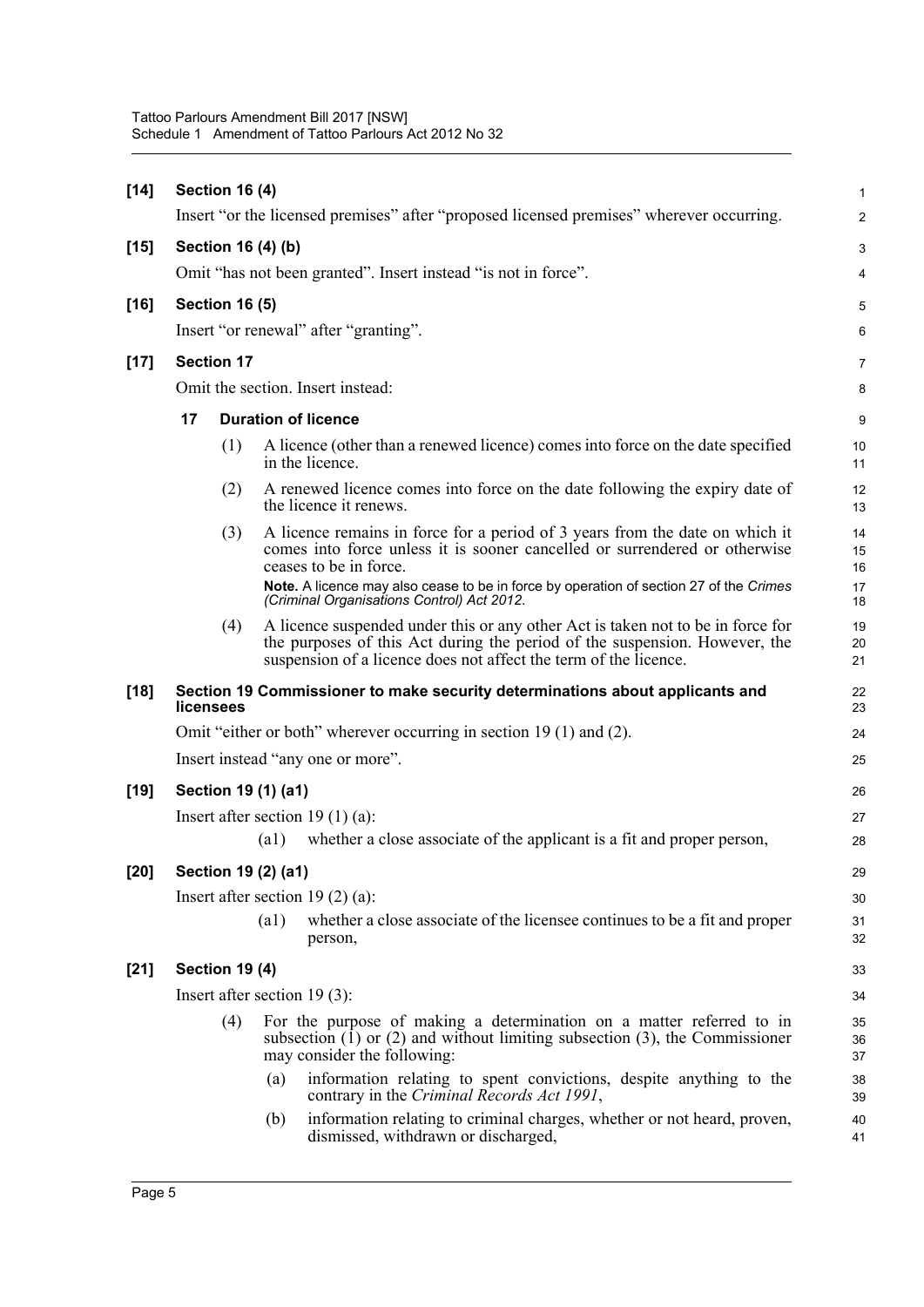**[14] Section 16 (4)**

Insert "or the licensed premises" after "proposed licensed premises" wherever occurring.

**[15] Section 16 (4) (b)**

Omit "has not been granted". Insert instead "is not in force".

**[16] Section 16 (5)**

Insert "or renewal" after "granting".

**[17] Section 17**

Omit the section. Insert instead:

**17 Duration of licence**

(1) A licence (other than a renewed licence) comes into force on the date specified in the licence.

(2) A renewed licence comes into force on the date following the expiry date of the licence it renews.

(3) A licence remains in force for a period of 3 years from the date on which it comes into force unless it is sooner cancelled or surrendered or otherwise ceases to be in force.

**Note.** A licence may also cease to be in force by operation of section 27 of the *Crimes (Criminal Organisations Control) Act 2012*.

(4) A licence suspended under this or any other Act is taken not to be in force for the purposes of this Act during the period of the suspension. However, the suspension of a licence does not affect the term of the licence.

**[18] Section 19 Commissioner to make security determinations about applicants and licensees**

Omit "either or both" wherever occurring in section 19 (1) and (2).

Insert instead "any one or more".

**[19] Section 19 (1) (a1)**

Insert after section 19 (1) (a):

(a1) whether a close associate of the applicant is a fit and proper person,

**[20] Section 19 (2) (a1)**

Insert after section 19 (2) (a):

(a1) whether a close associate of the licensee continues to be a fit and proper person,

**[21] Section 19 (4)**

Insert after section 19 (3):

(4) For the purpose of making a determination on a matter referred to in subsection (1) or (2) and without limiting subsection (3), the Commissioner may consider the following:

(a) information relating to spent convictions, despite anything to the contrary in the *Criminal Records Act 1991*,

(b) information relating to criminal charges, whether or not heard, proven, dismissed, withdrawn or discharged,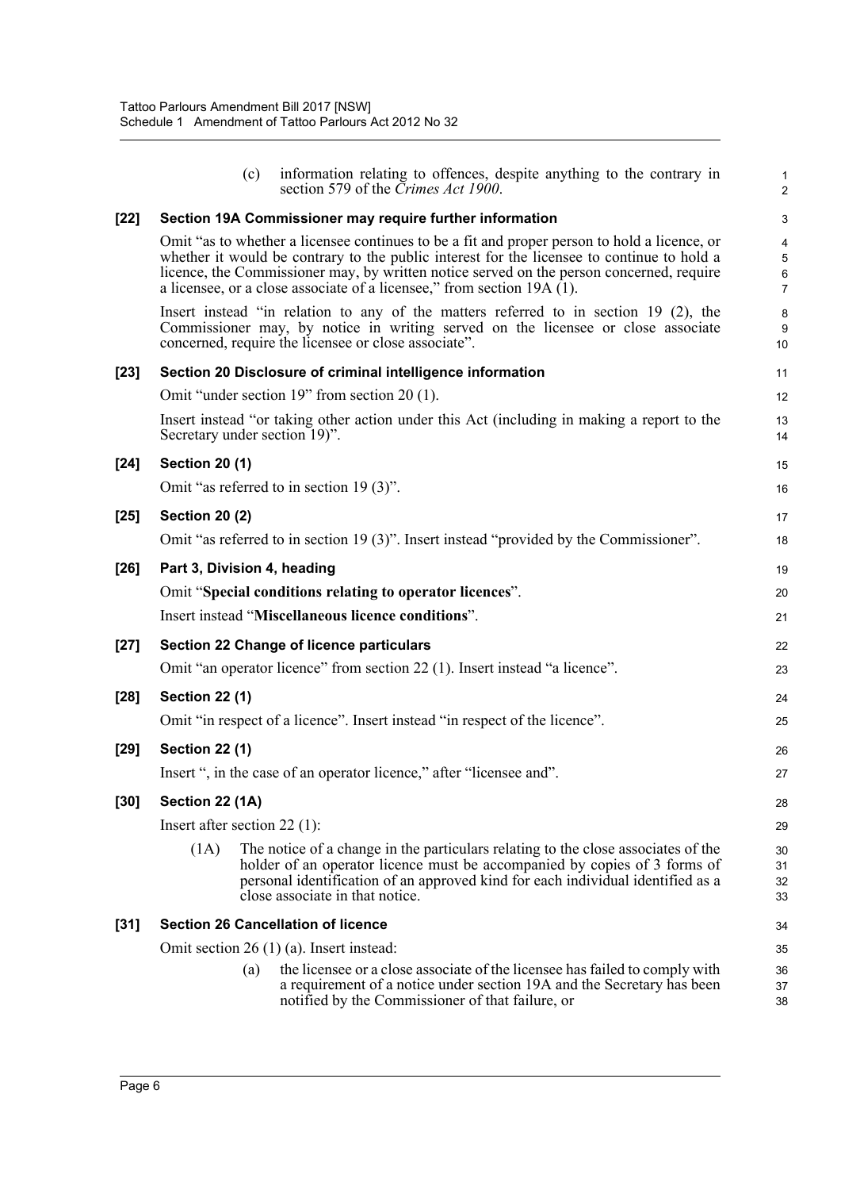(c) information relating to offences, despite anything to the contrary in section 579 of the *Crimes Act 1900*.

**[22] Section 19A Commissioner may require further information**

Omit "as to whether a licensee continues to be a fit and proper person to hold a licence, or whether it would be contrary to the public interest for the licensee to continue to hold a licence, the Commissioner may, by written notice served on the person concerned, require a licensee, or a close associate of a licensee," from section 19A (1).

Insert instead "in relation to any of the matters referred to in section 19 (2), the Commissioner may, by notice in writing served on the licensee or close associate concerned, require the licensee or close associate".

**[23] Section 20 Disclosure of criminal intelligence information**

Omit "under section 19" from section 20 (1).

Insert instead "or taking other action under this Act (including in making a report to the Secretary under section 19)".

**[24] Section 20 (1)**

Omit "as referred to in section 19 (3)".

**[25] Section 20 (2)**

Omit "as referred to in section 19 (3)". Insert instead "provided by the Commissioner".

**[26] Part 3, Division 4, heading**

Omit "**Special conditions relating to operator licences**".

Insert instead "**Miscellaneous licence conditions**".

**[27] Section 22 Change of licence particulars**

Omit "an operator licence" from section 22 (1). Insert instead "a licence".

**[28] Section 22 (1)**

Omit "in respect of a licence". Insert instead "in respect of the licence".

**[29] Section 22 (1)**

Insert ", in the case of an operator licence," after "licensee and".

**[30] Section 22 (1A)**

Insert after section 22 (1):

(1A) The notice of a change in the particulars relating to the close associates of the holder of an operator licence must be accompanied by copies of 3 forms of personal identification of an approved kind for each individual identified as a close associate in that notice.

**[31] Section 26 Cancellation of licence**

Omit section 26 (1) (a). Insert instead:

(a) the licensee or a close associate of the licensee has failed to comply with a requirement of a notice under section 19A and the Secretary has been notified by the Commissioner of that failure, or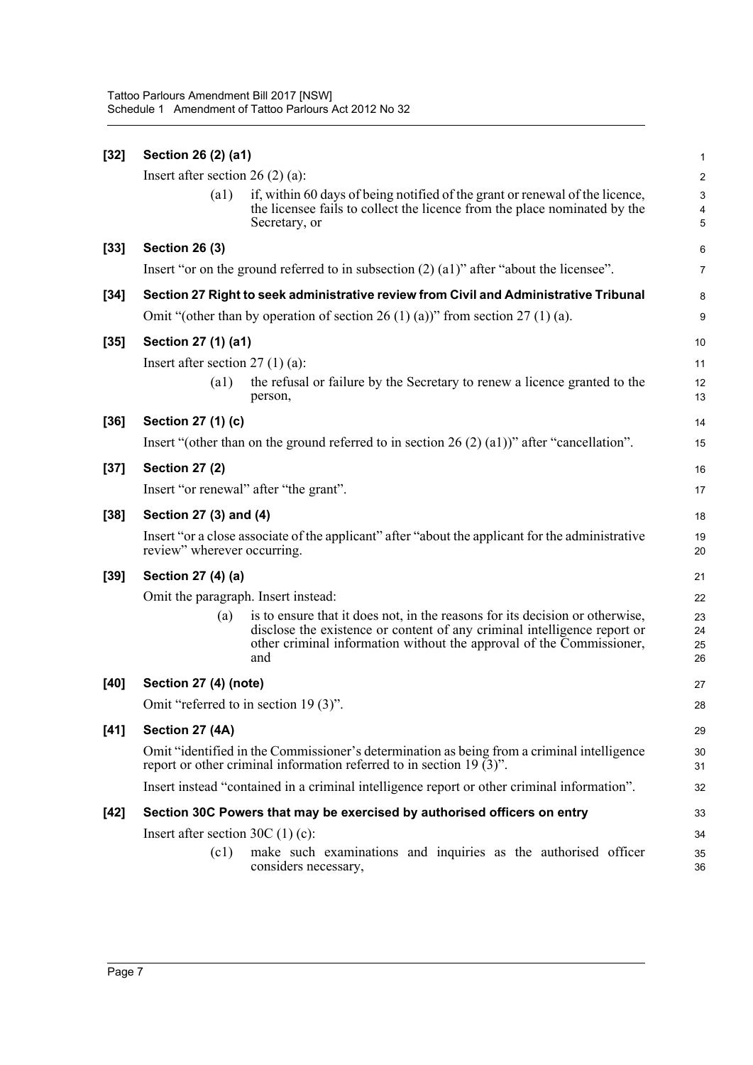**[32] Section 26 (2) (a1)**

Insert after section 26 (2) (a):

> (a1) if, within 60 days of being notified of the grant or renewal of the licence, the licensee fails to collect the licence from the place nominated by the Secretary, or

**[33] Section 26 (3)**

Insert "or on the ground referred to in subsection (2) (a1)" after "about the licensee".

**[34] Section 27 Right to seek administrative review from Civil and Administrative Tribunal**

Omit "(other than by operation of section 26 (1) (a))" from section 27 (1) (a).

**[35] Section 27 (1) (a1)**

Insert after section 27 (1) (a):

> (a1) the refusal or failure by the Secretary to renew a licence granted to the person,

**[36] Section 27 (1) (c)**

Insert "(other than on the ground referred to in section 26 (2) (a1))" after "cancellation".

**[37] Section 27 (2)**

Insert "or renewal" after "the grant".

**[38] Section 27 (3) and (4)**

Insert "or a close associate of the applicant" after "about the applicant for the administrative review" wherever occurring.

**[39] Section 27 (4) (a)**

Omit the paragraph. Insert instead:

> (a) is to ensure that it does not, in the reasons for its decision or otherwise, disclose the existence or content of any criminal intelligence report or other criminal information without the approval of the Commissioner, and

**[40] Section 27 (4) (note)**

Omit "referred to in section 19 (3)".

**[41] Section 27 (4A)**

Omit "identified in the Commissioner's determination as being from a criminal intelligence report or other criminal information referred to in section 19 (3)".

Insert instead "contained in a criminal intelligence report or other criminal information".

**[42] Section 30C Powers that may be exercised by authorised officers on entry**

Insert after section 30C (1) (c):

> (c1) make such examinations and inquiries as the authorised officer considers necessary,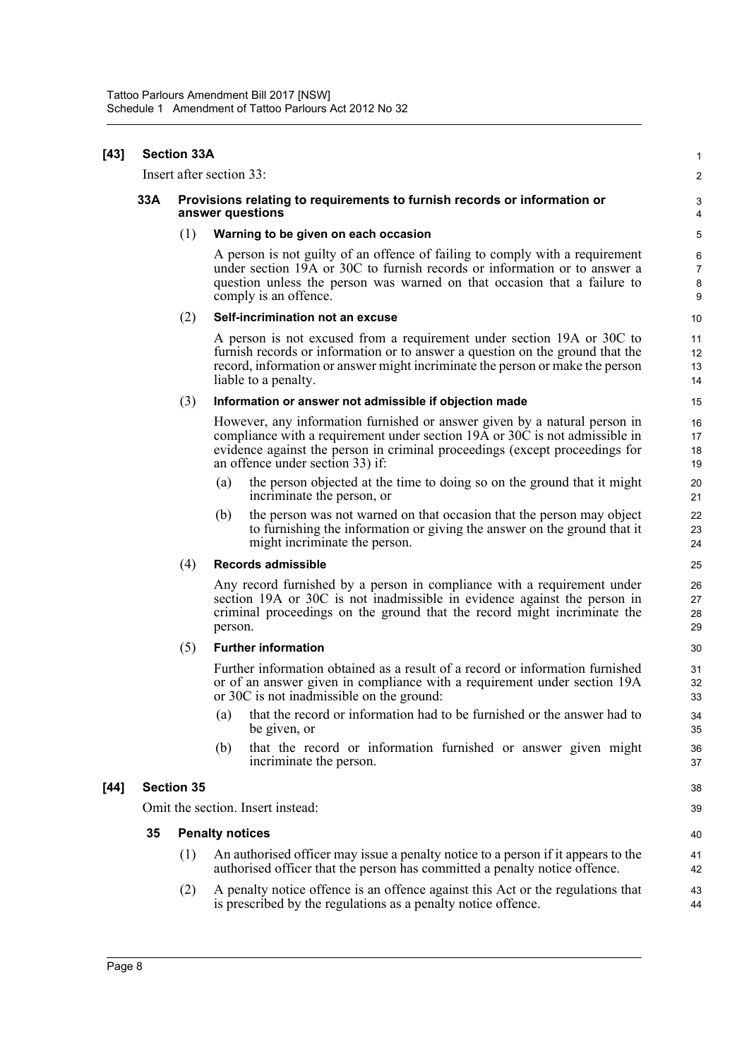**[43] Section 33A**

Insert after section 33:

**33A Provisions relating to requirements to furnish records or information or answer questions**

(1) **Warning to be given on each occasion**

A person is not guilty of an offence of failing to comply with a requirement under section 19A or 30C to furnish records or information or to answer a question unless the person was warned on that occasion that a failure to comply is an offence.

(2) **Self-incrimination not an excuse**

A person is not excused from a requirement under section 19A or 30C to furnish records or information or to answer a question on the ground that the record, information or answer might incriminate the person or make the person liable to a penalty.

(3) **Information or answer not admissible if objection made**

However, any information furnished or answer given by a natural person in compliance with a requirement under section 19A or 30C is not admissible in evidence against the person in criminal proceedings (except proceedings for an offence under section 33) if:

- (a) the person objected at the time to doing so on the ground that it might incriminate the person, or
- (b) the person was not warned on that occasion that the person may object to furnishing the information or giving the answer on the ground that it might incriminate the person.

(4) **Records admissible**

Any record furnished by a person in compliance with a requirement under section 19A or 30C is not inadmissible in evidence against the person in criminal proceedings on the ground that the record might incriminate the person.

(5) **Further information**

Further information obtained as a result of a record or information furnished or of an answer given in compliance with a requirement under section 19A or 30C is not inadmissible on the ground:

- (a) that the record or information had to be furnished or the answer had to be given, or
- (b) that the record or information furnished or answer given might incriminate the person.

**[44] Section 35**

Omit the section. Insert instead:

**35 Penalty notices**

(1) An authorised officer may issue a penalty notice to a person if it appears to the authorised officer that the person has committed a penalty notice offence.

(2) A penalty notice offence is an offence against this Act or the regulations that is prescribed by the regulations as a penalty notice offence.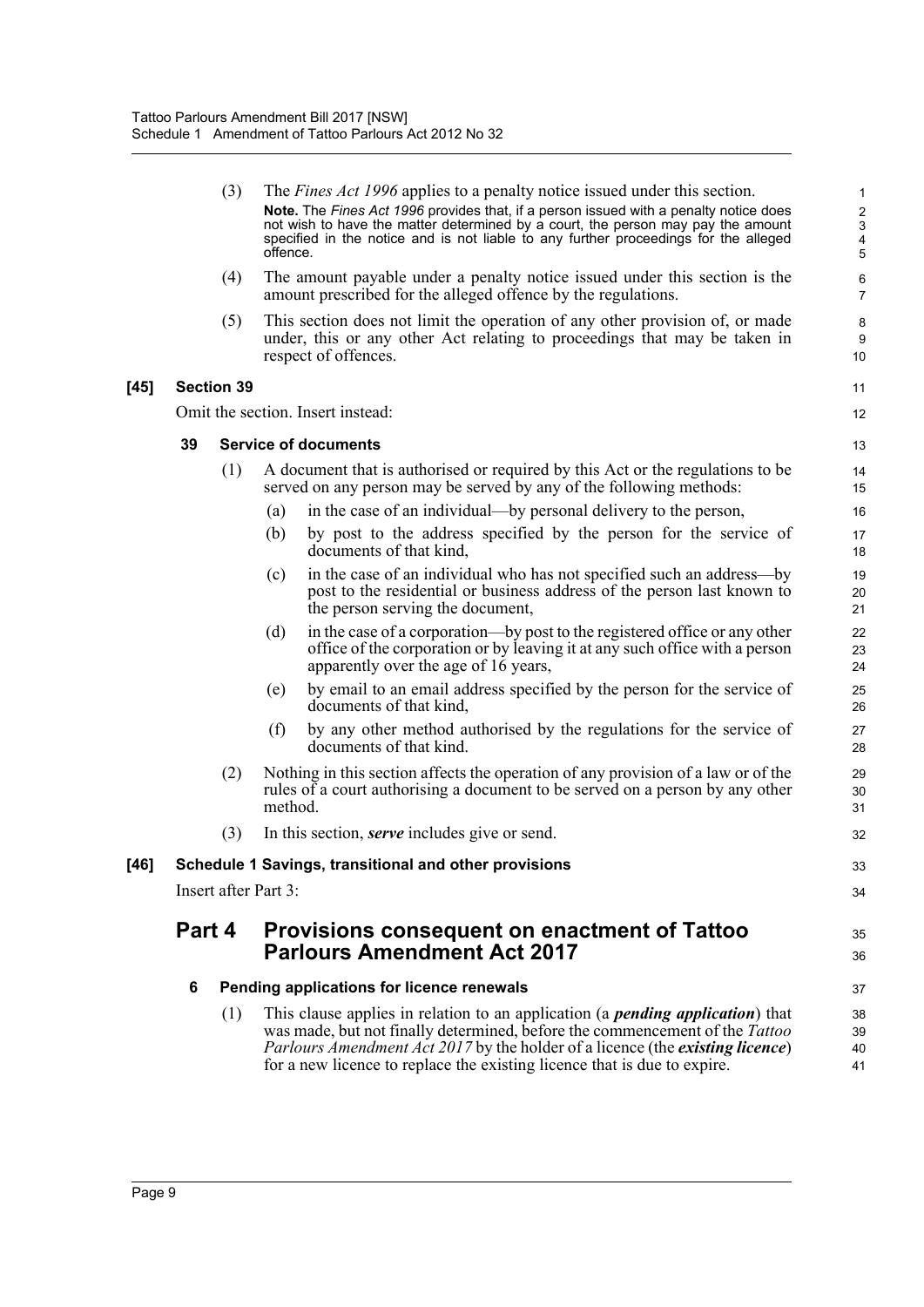(3) The *Fines Act 1996* applies to a penalty notice issued under this section.

**Note.** The *Fines Act 1996* provides that, if a person issued with a penalty notice does not wish to have the matter determined by a court, the person may pay the amount specified in the notice and is not liable to any further proceedings for the alleged offence.

(4) The amount payable under a penalty notice issued under this section is the amount prescribed for the alleged offence by the regulations.

(5) This section does not limit the operation of any other provision of, or made under, this or any other Act relating to proceedings that may be taken in respect of offences.

### [45] Section 39

Omit the section. Insert instead:

#### 39 Service of documents

(1) A document that is authorised or required by this Act or the regulations to be served on any person may be served by any of the following methods:

- (a) in the case of an individual—by personal delivery to the person,
- (b) by post to the address specified by the person for the service of documents of that kind,
- (c) in the case of an individual who has not specified such an address—by post to the residential or business address of the person last known to the person serving the document,
- (d) in the case of a corporation—by post to the registered office or any other office of the corporation or by leaving it at any such office with a person apparently over the age of 16 years,
- (e) by email to an email address specified by the person for the service of documents of that kind,
- (f) by any other method authorised by the regulations for the service of documents of that kind.

(2) Nothing in this section affects the operation of any provision of a law or of the rules of a court authorising a document to be served on a person by any other method.

(3) In this section, ***serve*** includes give or send.

### [46] Schedule 1 Savings, transitional and other provisions

Insert after Part 3:

## Part 4 Provisions consequent on enactment of Tattoo Parlours Amendment Act 2017

#### 6 Pending applications for licence renewals

(1) This clause applies in relation to an application (a ***pending application***) that was made, but not finally determined, before the commencement of the *Tattoo Parlours Amendment Act 2017* by the holder of a licence (the ***existing licence***) for a new licence to replace the existing licence that is due to expire.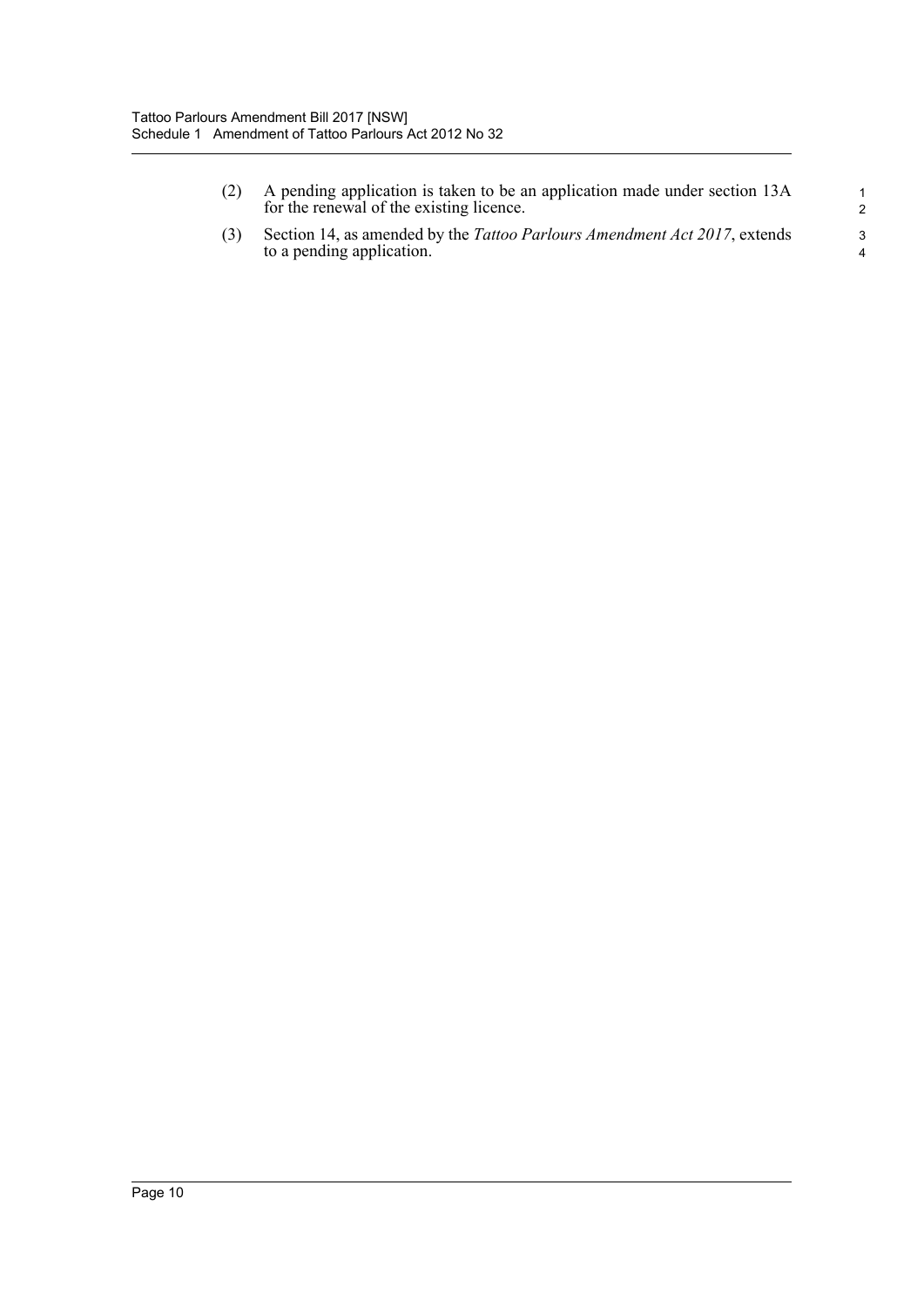(2) A pending application is taken to be an application made under section 13A for the renewal of the existing licence.

(3) Section 14, as amended by the *Tattoo Parlours Amendment Act 2017*, extends to a pending application.